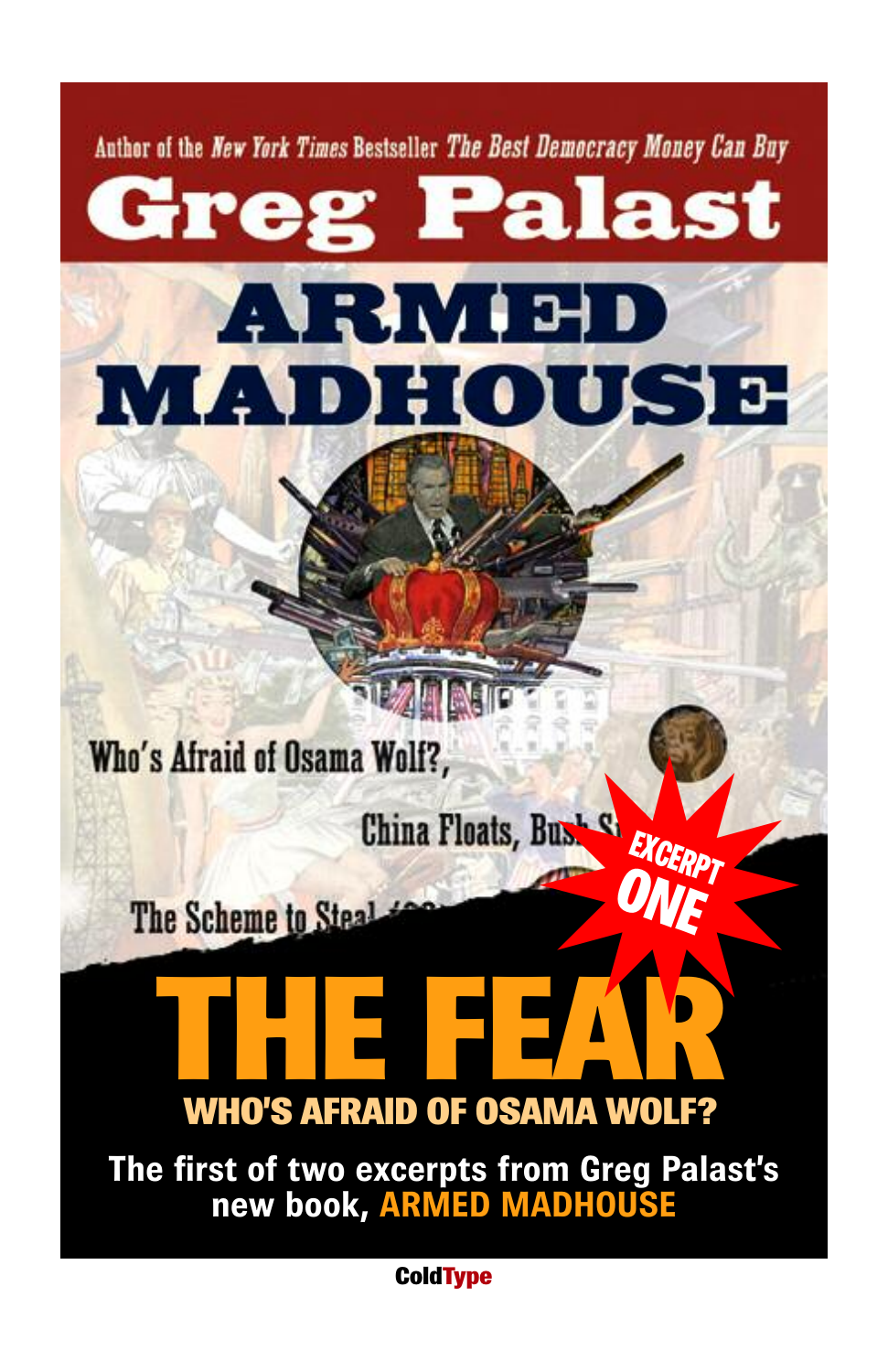Author of the *New York Times* Bestseller *The Best Democracy Money Can Buy*

# Greg Palast

# ARMED MADHOUSE

Who's Afraid of Osama Wolf?,

China Floats, Bush S

The Scheme to Steal

EXCERPT ONE

# THE FEAR

## WHO'S AFRAID OF OSAMA WOLF?

**The first of two excerpts from Greg Palast's new book, ARMED MADHOUSE**

ColdType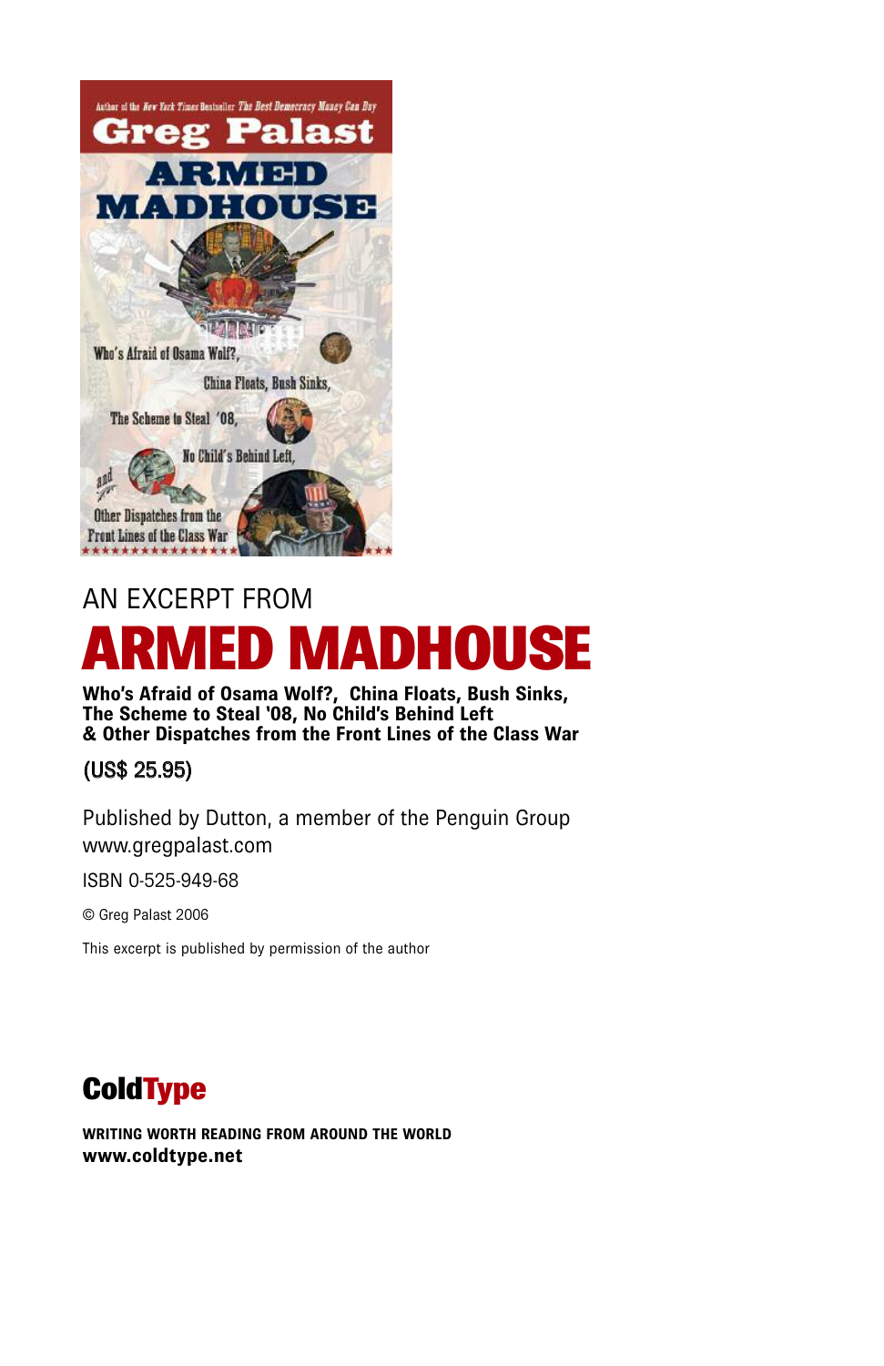AN EXCERPT FROM

# ARMED MADHOUSE

**Who's Afraid of Osama Wolf?, China Floats, Bush Sinks, The Scheme to Steal '08, No Child's Behind Left & Other Dispatches from the Front Lines of the Class War**

(US$ 25.95)

Published by Dutton, a member of the Penguin Group
www.gregpalast.com

ISBN 0-525-949-68

© Greg Palast 2006

This excerpt is published by permission of the author

**ColdType**

**WRITING WORTH READING FROM AROUND THE WORLD**
**www.coldtype.net**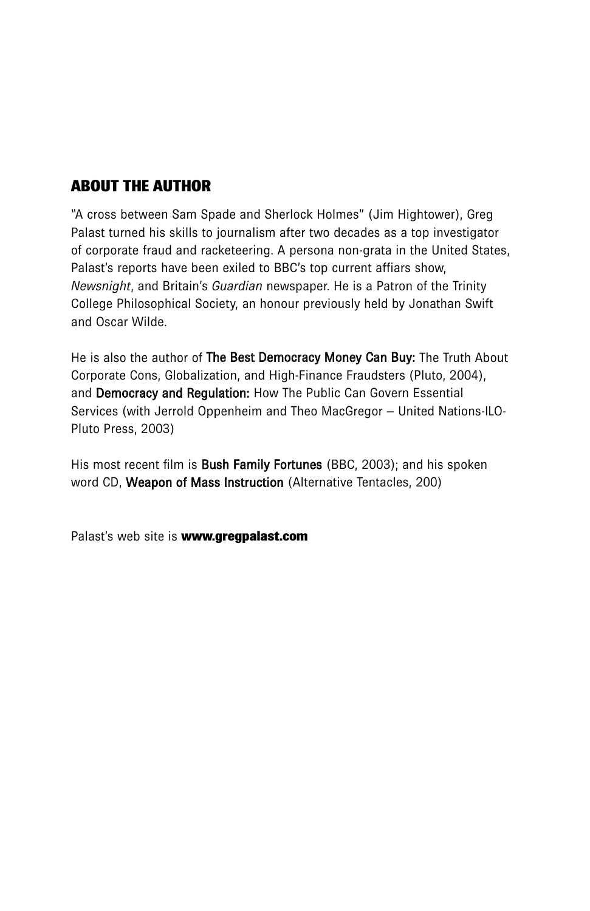## ABOUT THE AUTHOR

"A cross between Sam Spade and Sherlock Holmes" (Jim Hightower), Greg Palast turned his skills to journalism after two decades as a top investigator of corporate fraud and racketeering. A persona non-grata in the United States, Palast's reports have been exiled to BBC's top current affiars show, *Newsnight*, and Britain's *Guardian* newspaper. He is a Patron of the Trinity College Philosophical Society, an honour previously held by Jonathan Swift and Oscar Wilde.

He is also the author of **The Best Democracy Money Can Buy:** The Truth About Corporate Cons, Globalization, and High-Finance Fraudsters (Pluto, 2004), and **Democracy and Regulation:** How The Public Can Govern Essential Services (with Jerrold Oppenheim and Theo MacGregor – United Nations-ILO-Pluto Press, 2003)

His most recent film is **Bush Family Fortunes** (BBC, 2003); and his spoken word CD, **Weapon of Mass Instruction** (Alternative Tentacles, 200)

Palast's web site is **www.gregpalast.com**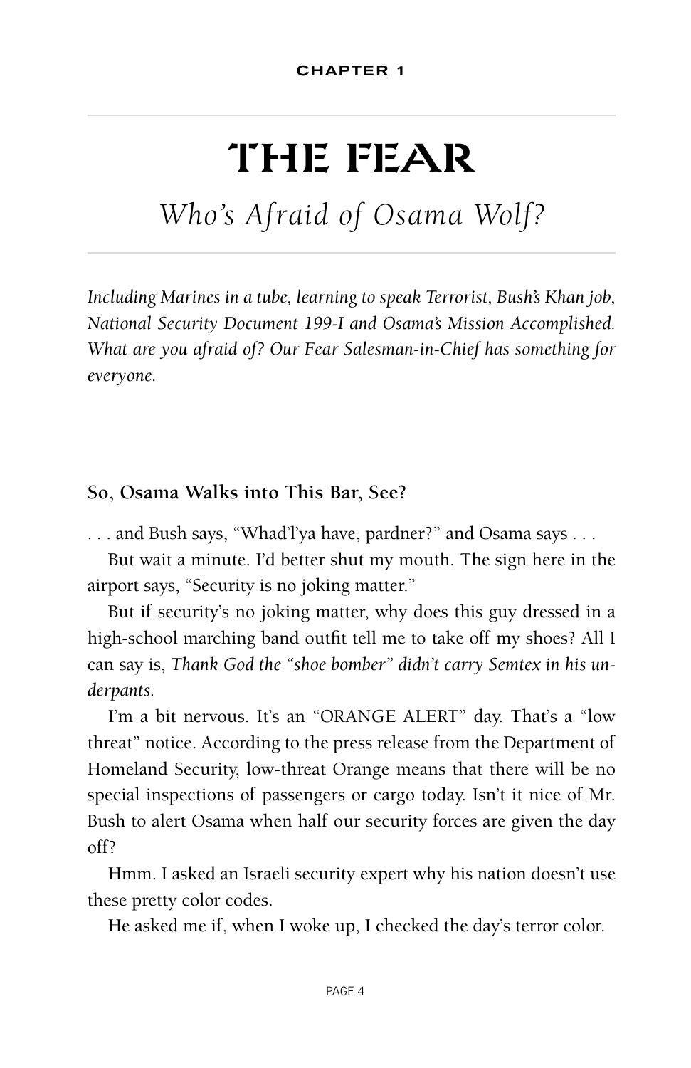**CHAPTER 1**

# THE FEAR

## *Who's Afraid of Osama Wolf?*

*Including Marines in a tube, learning to speak Terrorist, Bush's Khan job, National Security Document 199-I and Osama's Mission Accomplished. What are you afraid of? Our Fear Salesman-in-Chief has something for everyone.*

### So, Osama Walks into This Bar, See?

. . . and Bush says, "Whad'l'ya have, pardner?" and Osama says . . .

But wait a minute. I'd better shut my mouth. The sign here in the airport says, "Security is no joking matter."

But if security's no joking matter, why does this guy dressed in a high-school marching band outfit tell me to take off my shoes? All I can say is, *Thank God the "shoe bomber" didn't carry Semtex in his underpants.*

I'm a bit nervous. It's an "ORANGE ALERT" day. That's a "low threat" notice. According to the press release from the Department of Homeland Security, low-threat Orange means that there will be no special inspections of passengers or cargo today. Isn't it nice of Mr. Bush to alert Osama when half our security forces are given the day off?

Hmm. I asked an Israeli security expert why his nation doesn't use these pretty color codes.

He asked me if, when I woke up, I checked the day's terror color.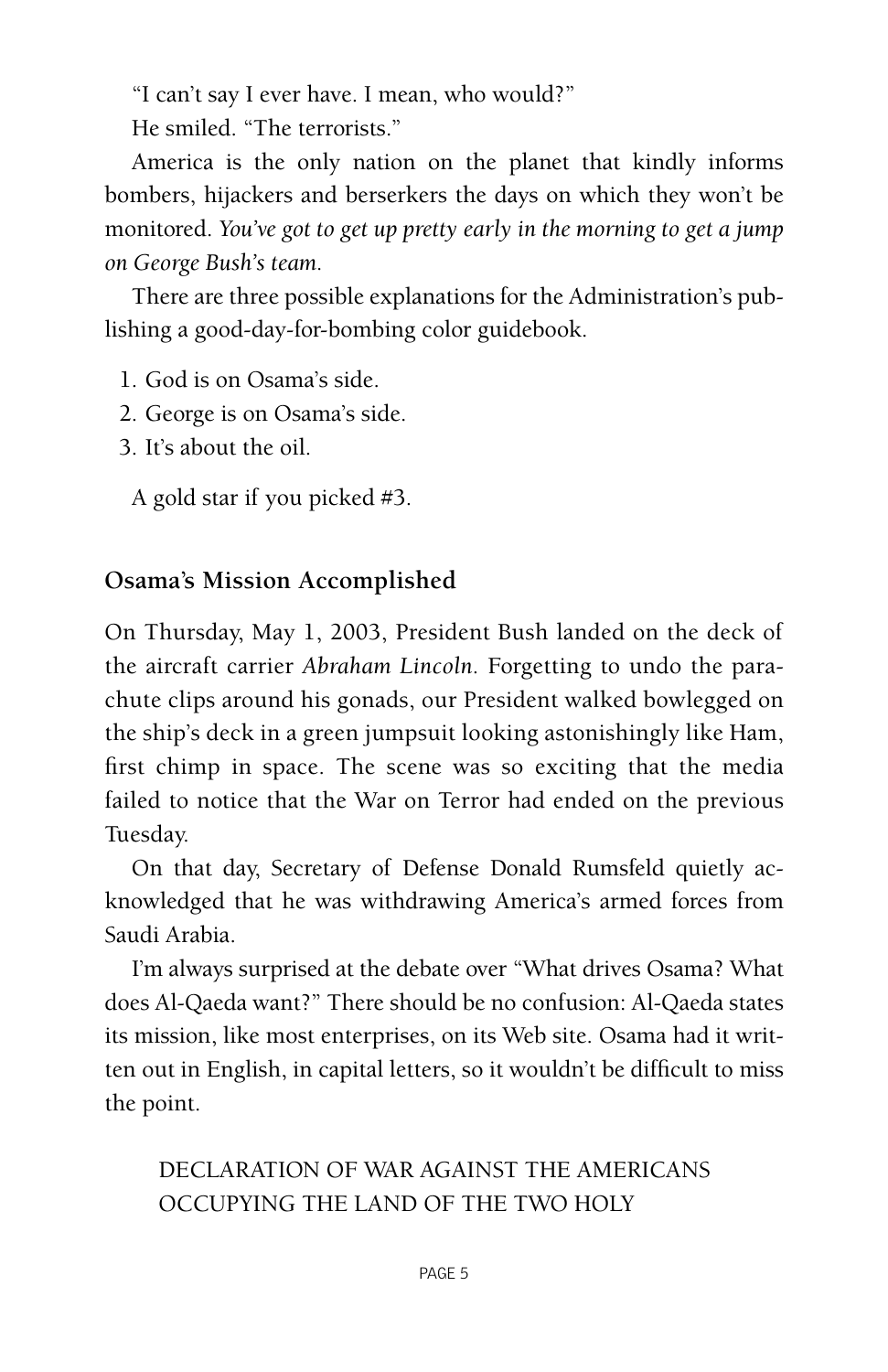"I can't say I ever have. I mean, who would?"

He smiled. "The terrorists."

America is the only nation on the planet that kindly informs bombers, hijackers and berserkers the days on which they won't be monitored. *You've got to get up pretty early in the morning to get a jump on George Bush's team.*

There are three possible explanations for the Administration's publishing a good-day-for-bombing color guidebook.

1. God is on Osama's side.
2. George is on Osama's side.
3. It's about the oil.

A gold star if you picked #3.

### Osama's Mission Accomplished

On Thursday, May 1, 2003, President Bush landed on the deck of the aircraft carrier *Abraham Lincoln.* Forgetting to undo the parachute clips around his gonads, our President walked bowlegged on the ship's deck in a green jumpsuit looking astonishingly like Ham, first chimp in space. The scene was so exciting that the media failed to notice that the War on Terror had ended on the previous Tuesday.

On that day, Secretary of Defense Donald Rumsfeld quietly acknowledged that he was withdrawing America's armed forces from Saudi Arabia.

I'm always surprised at the debate over "What drives Osama? What does Al-Qaeda want?" There should be no confusion: Al-Qaeda states its mission, like most enterprises, on its Web site. Osama had it written out in English, in capital letters, so it wouldn't be difficult to miss the point.

> DECLARATION OF WAR AGAINST THE AMERICANS OCCUPYING THE LAND OF THE TWO HOLY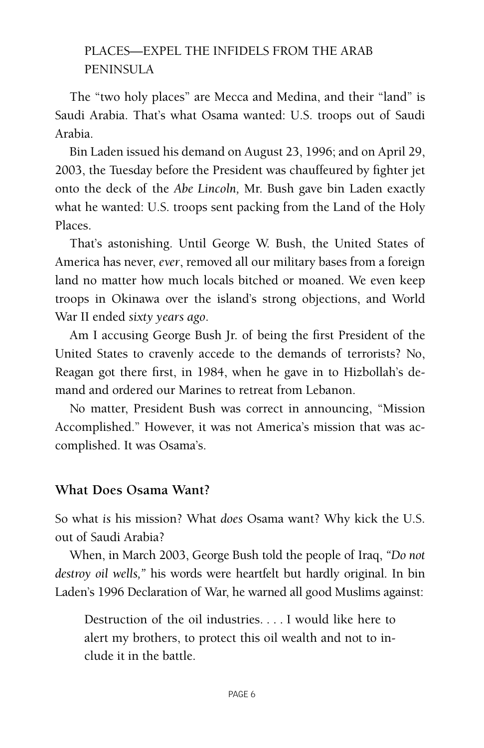PLACES—EXPEL THE INFIDELS FROM THE ARAB PENINSULA

The "two holy places" are Mecca and Medina, and their "land" is Saudi Arabia. That's what Osama wanted: U.S. troops out of Saudi Arabia.

Bin Laden issued his demand on August 23, 1996; and on April 29, 2003, the Tuesday before the President was chauffeured by fighter jet onto the deck of the *Abe Lincoln,* Mr. Bush gave bin Laden exactly what he wanted: U.S. troops sent packing from the Land of the Holy Places.

That's astonishing. Until George W. Bush, the United States of America has never, *ever*, removed all our military bases from a foreign land no matter how much locals bitched or moaned. We even keep troops in Okinawa over the island's strong objections, and World War II ended *sixty years ago*.

Am I accusing George Bush Jr. of being the first President of the United States to cravenly accede to the demands of terrorists? No, Reagan got there first, in 1984, when he gave in to Hizbollah's demand and ordered our Marines to retreat from Lebanon.

No matter, President Bush was correct in announcing, "Mission Accomplished." However, it was not America's mission that was accomplished. It was Osama's.

## What Does Osama Want?

So what *is* his mission? What *does* Osama want? Why kick the U.S. out of Saudi Arabia?

When, in March 2003, George Bush told the people of Iraq, *"Do not destroy oil wells,"* his words were heartfelt but hardly original. In bin Laden's 1996 Declaration of War, he warned all good Muslims against:

> Destruction of the oil industries. . . . I would like here to alert my brothers, to protect this oil wealth and not to include it in the battle.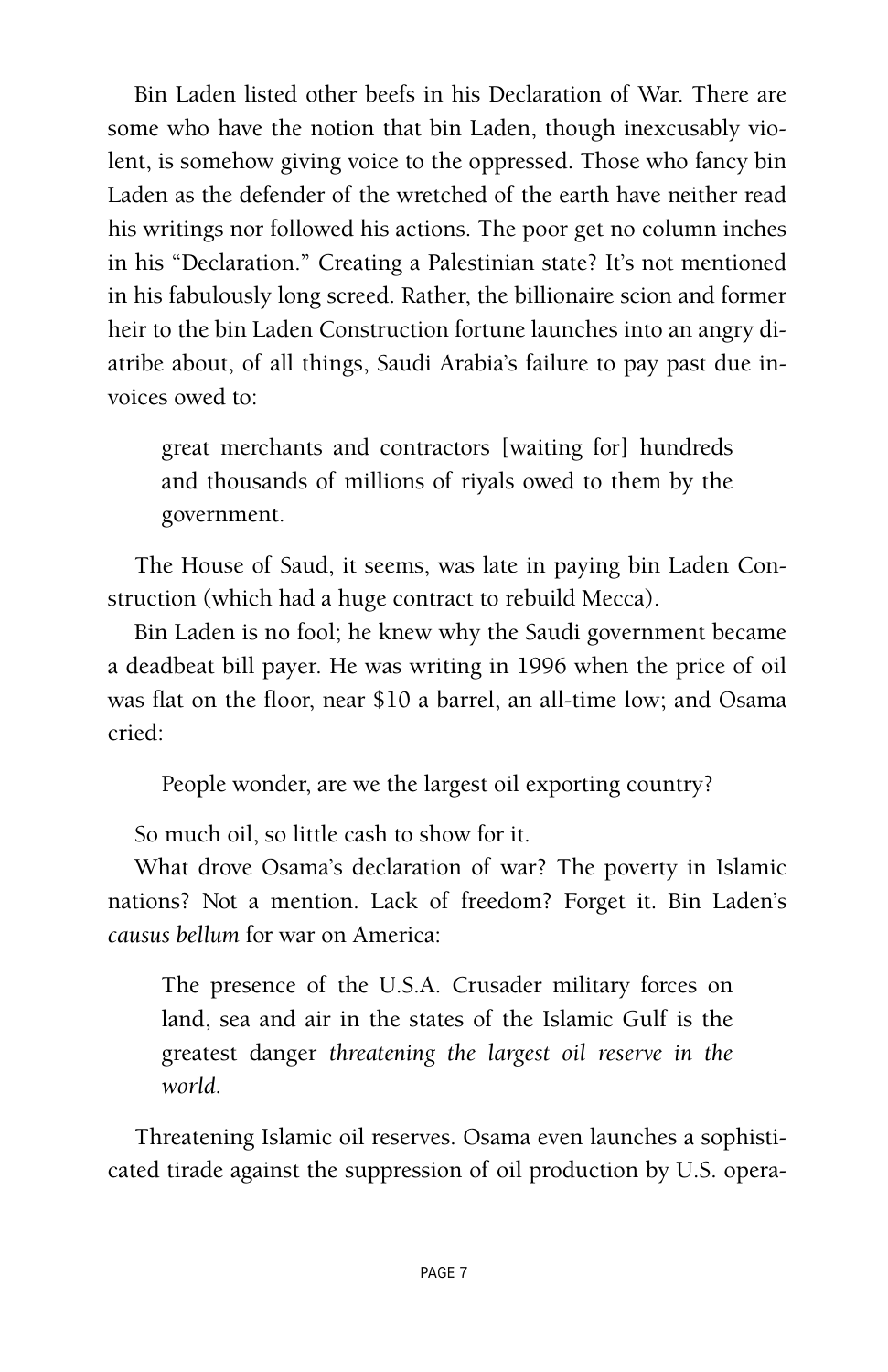Bin Laden listed other beefs in his Declaration of War. There are some who have the notion that bin Laden, though inexcusably violent, is somehow giving voice to the oppressed. Those who fancy bin Laden as the defender of the wretched of the earth have neither read his writings nor followed his actions. The poor get no column inches in his "Declaration." Creating a Palestinian state? It's not mentioned in his fabulously long screed. Rather, the billionaire scion and former heir to the bin Laden Construction fortune launches into an angry diatribe about, of all things, Saudi Arabia's failure to pay past due invoices owed to:

> great merchants and contractors [waiting for] hundreds and thousands of millions of riyals owed to them by the government.

The House of Saud, it seems, was late in paying bin Laden Construction (which had a huge contract to rebuild Mecca).

Bin Laden is no fool; he knew why the Saudi government became a deadbeat bill payer. He was writing in 1996 when the price of oil was flat on the floor, near $10 a barrel, an all-time low; and Osama cried:

> People wonder, are we the largest oil exporting country?

So much oil, so little cash to show for it.

What drove Osama's declaration of war? The poverty in Islamic nations? Not a mention. Lack of freedom? Forget it. Bin Laden's *causus bellum* for war on America:

> The presence of the U.S.A. Crusader military forces on land, sea and air in the states of the Islamic Gulf is the greatest danger *threatening the largest oil reserve in the world.*

Threatening Islamic oil reserves. Osama even launches a sophisticated tirade against the suppression of oil production by U.S. opera-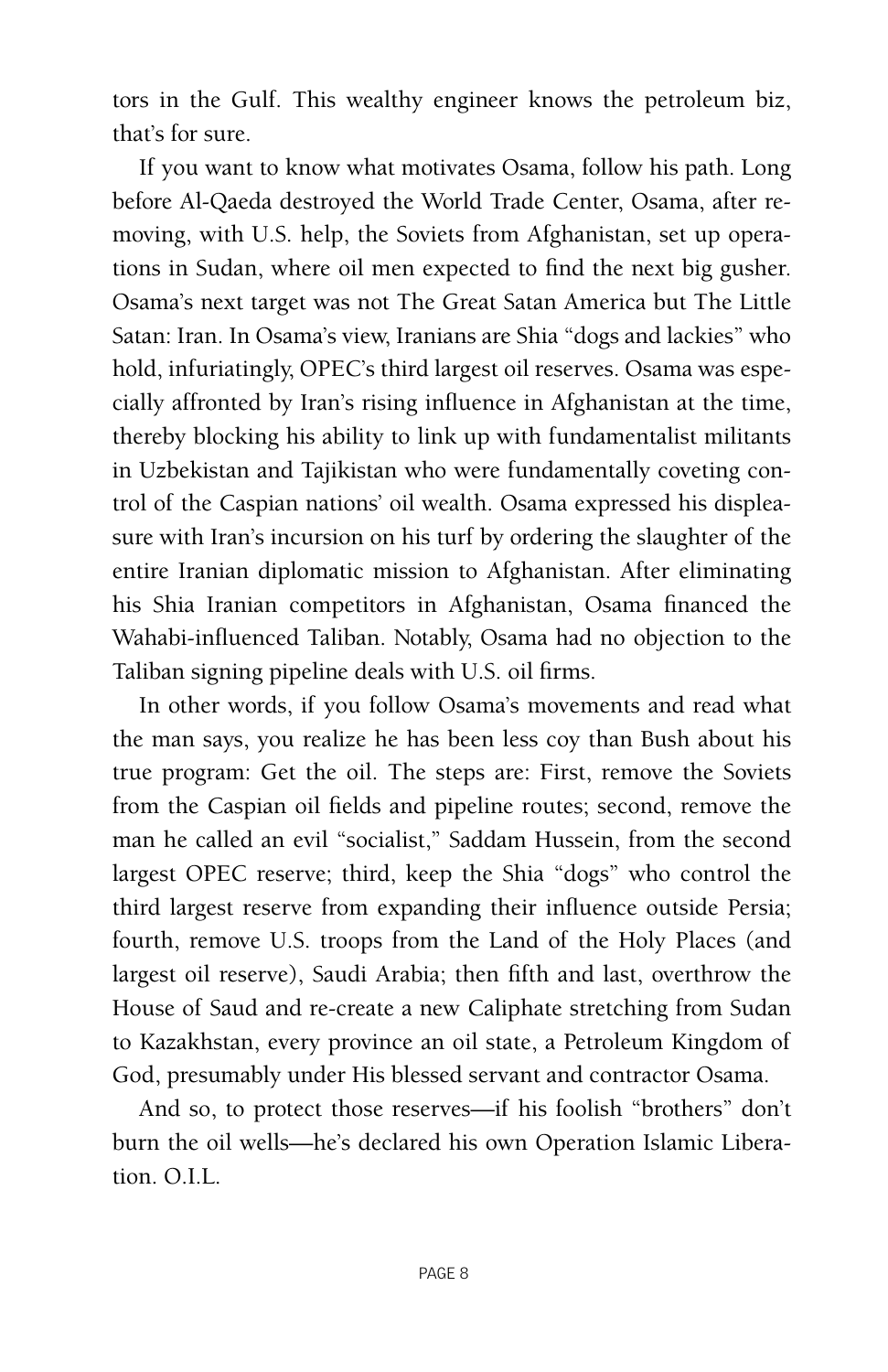tors in the Gulf. This wealthy engineer knows the petroleum biz, that's for sure.

If you want to know what motivates Osama, follow his path. Long before Al-Qaeda destroyed the World Trade Center, Osama, after removing, with U.S. help, the Soviets from Afghanistan, set up operations in Sudan, where oil men expected to find the next big gusher. Osama's next target was not The Great Satan America but The Little Satan: Iran. In Osama's view, Iranians are Shia "dogs and lackies" who hold, infuriatingly, OPEC's third largest oil reserves. Osama was especially affronted by Iran's rising influence in Afghanistan at the time, thereby blocking his ability to link up with fundamentalist militants in Uzbekistan and Tajikistan who were fundamentally coveting control of the Caspian nations' oil wealth. Osama expressed his displeasure with Iran's incursion on his turf by ordering the slaughter of the entire Iranian diplomatic mission to Afghanistan. After eliminating his Shia Iranian competitors in Afghanistan, Osama financed the Wahabi-influenced Taliban. Notably, Osama had no objection to the Taliban signing pipeline deals with U.S. oil firms.

In other words, if you follow Osama's movements and read what the man says, you realize he has been less coy than Bush about his true program: Get the oil. The steps are: First, remove the Soviets from the Caspian oil fields and pipeline routes; second, remove the man he called an evil "socialist," Saddam Hussein, from the second largest OPEC reserve; third, keep the Shia "dogs" who control the third largest reserve from expanding their influence outside Persia; fourth, remove U.S. troops from the Land of the Holy Places (and largest oil reserve), Saudi Arabia; then fifth and last, overthrow the House of Saud and re-create a new Caliphate stretching from Sudan to Kazakhstan, every province an oil state, a Petroleum Kingdom of God, presumably under His blessed servant and contractor Osama.

And so, to protect those reserves—if his foolish "brothers" don't burn the oil wells—he's declared his own Operation Islamic Liberation. O.I.L.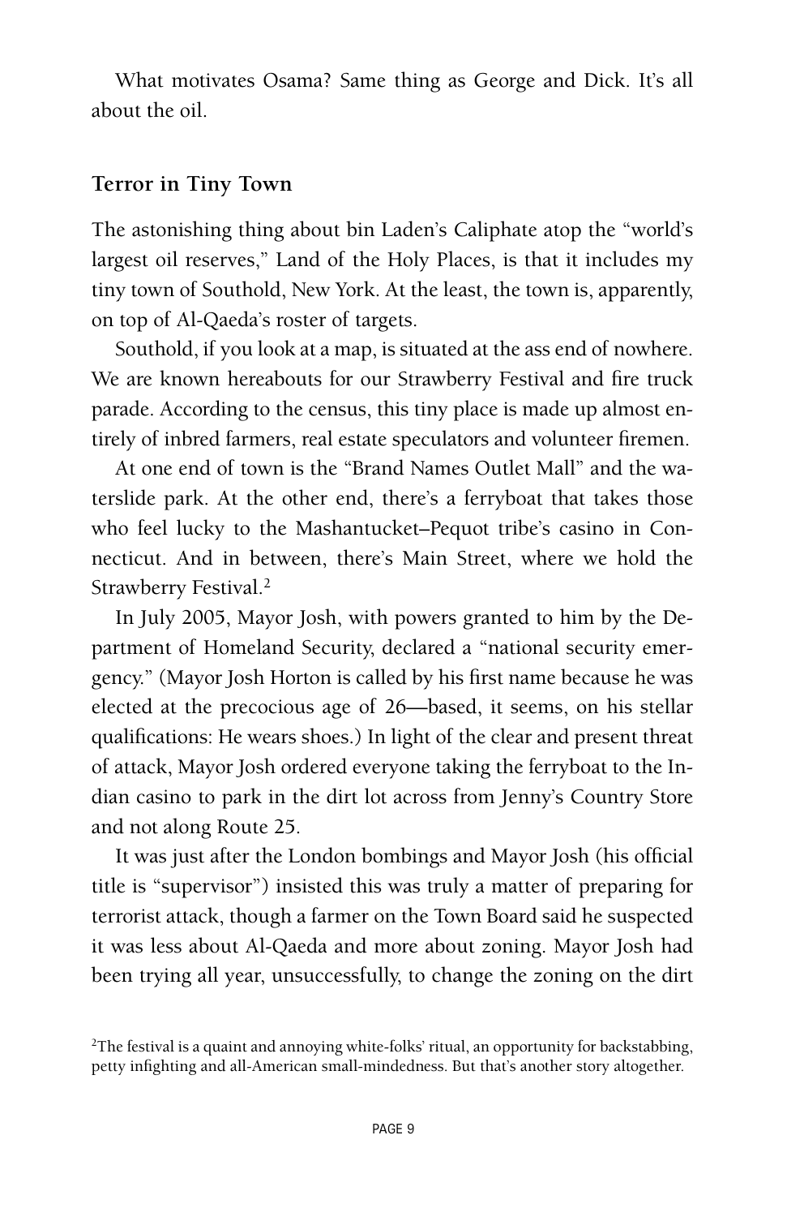What motivates Osama? Same thing as George and Dick. It's all about the oil.

### Terror in Tiny Town

The astonishing thing about bin Laden's Caliphate atop the "world's largest oil reserves," Land of the Holy Places, is that it includes my tiny town of Southold, New York. At the least, the town is, apparently, on top of Al-Qaeda's roster of targets.

Southold, if you look at a map, is situated at the ass end of nowhere. We are known hereabouts for our Strawberry Festival and fire truck parade. According to the census, this tiny place is made up almost entirely of inbred farmers, real estate speculators and volunteer firemen.

At one end of town is the "Brand Names Outlet Mall" and the waterslide park. At the other end, there's a ferryboat that takes those who feel lucky to the Mashantucket–Pequot tribe's casino in Connecticut. And in between, there's Main Street, where we hold the Strawberry Festival.[2]

In July 2005, Mayor Josh, with powers granted to him by the Department of Homeland Security, declared a "national security emergency." (Mayor Josh Horton is called by his first name because he was elected at the precocious age of 26—based, it seems, on his stellar qualifications: He wears shoes.) In light of the clear and present threat of attack, Mayor Josh ordered everyone taking the ferryboat to the Indian casino to park in the dirt lot across from Jenny's Country Store and not along Route 25.

It was just after the London bombings and Mayor Josh (his official title is "supervisor") insisted this was truly a matter of preparing for terrorist attack, though a farmer on the Town Board said he suspected it was less about Al-Qaeda and more about zoning. Mayor Josh had been trying all year, unsuccessfully, to change the zoning on the dirt

[2]The festival is a quaint and annoying white-folks' ritual, an opportunity for backstabbing, petty infighting and all-American small-mindedness. But that's another story altogether.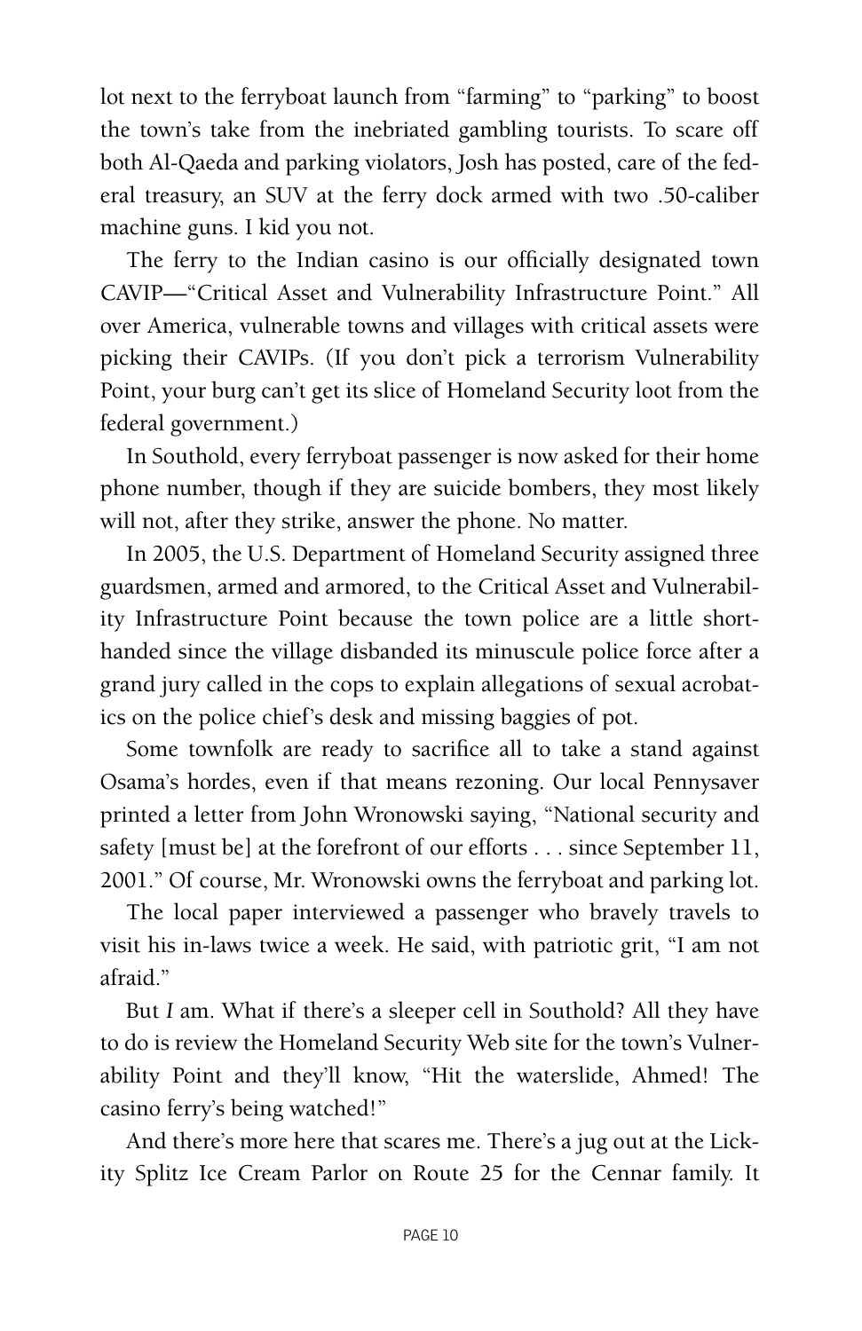lot next to the ferryboat launch from "farming" to "parking" to boost the town's take from the inebriated gambling tourists. To scare off both Al-Qaeda and parking violators, Josh has posted, care of the federal treasury, an SUV at the ferry dock armed with two .50-caliber machine guns. I kid you not.

The ferry to the Indian casino is our officially designated town CAVIP—"Critical Asset and Vulnerability Infrastructure Point." All over America, vulnerable towns and villages with critical assets were picking their CAVIPs. (If you don't pick a terrorism Vulnerability Point, your burg can't get its slice of Homeland Security loot from the federal government.)

In Southold, every ferryboat passenger is now asked for their home phone number, though if they are suicide bombers, they most likely will not, after they strike, answer the phone. No matter.

In 2005, the U.S. Department of Homeland Security assigned three guardsmen, armed and armored, to the Critical Asset and Vulnerability Infrastructure Point because the town police are a little shorthanded since the village disbanded its minuscule police force after a grand jury called in the cops to explain allegations of sexual acrobatics on the police chief's desk and missing baggies of pot.

Some townfolk are ready to sacrifice all to take a stand against Osama's hordes, even if that means rezoning. Our local Pennysaver printed a letter from John Wronowski saying, "National security and safety [must be] at the forefront of our efforts . . . since September 11, 2001." Of course, Mr. Wronowski owns the ferryboat and parking lot.

The local paper interviewed a passenger who bravely travels to visit his in-laws twice a week. He said, with patriotic grit, "I am not afraid."

But *I* am. What if there's a sleeper cell in Southold? All they have to do is review the Homeland Security Web site for the town's Vulnerability Point and they'll know, "Hit the waterslide, Ahmed! The casino ferry's being watched!"

And there's more here that scares me. There's a jug out at the Lickity Splitz Ice Cream Parlor on Route 25 for the Cennar family. It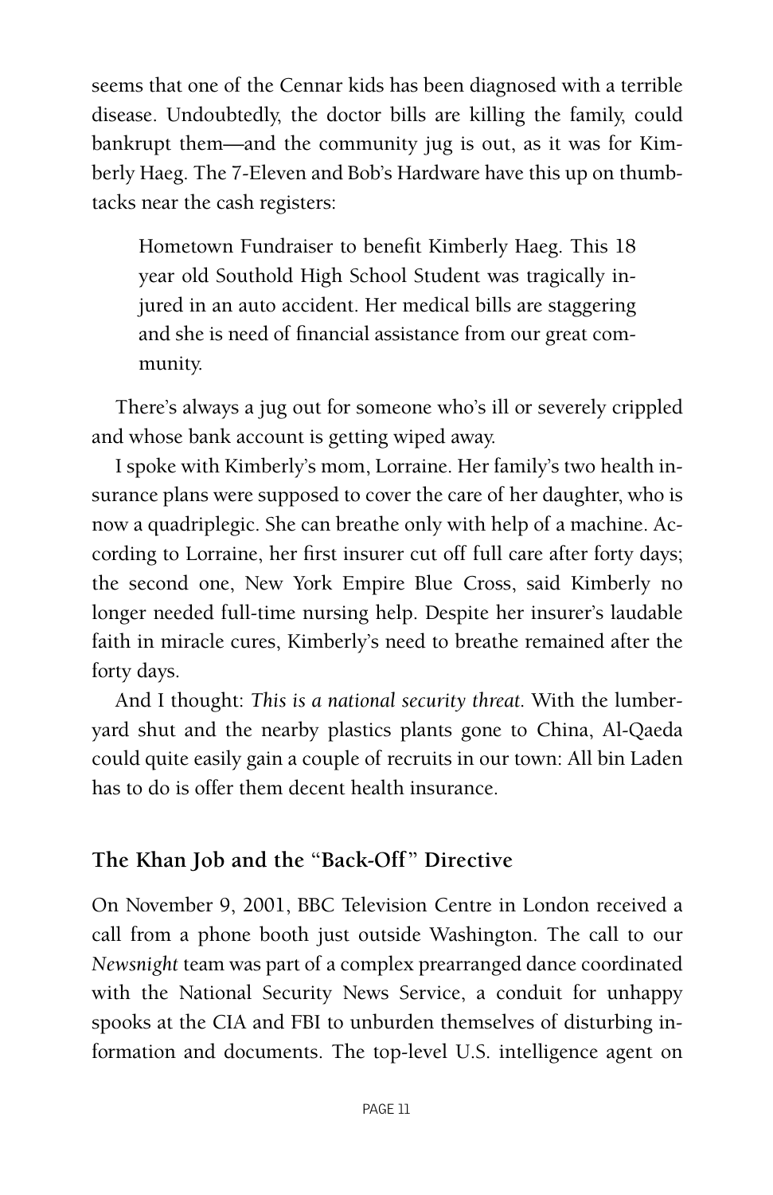seems that one of the Cennar kids has been diagnosed with a terrible disease. Undoubtedly, the doctor bills are killing the family, could bankrupt them—and the community jug is out, as it was for Kimberly Haeg. The 7-Eleven and Bob's Hardware have this up on thumbtacks near the cash registers:

> Hometown Fundraiser to benefit Kimberly Haeg. This 18 year old Southold High School Student was tragically injured in an auto accident. Her medical bills are staggering and she is need of financial assistance from our great community.

There's always a jug out for someone who's ill or severely crippled and whose bank account is getting wiped away.

I spoke with Kimberly's mom, Lorraine. Her family's two health insurance plans were supposed to cover the care of her daughter, who is now a quadriplegic. She can breathe only with help of a machine. According to Lorraine, her first insurer cut off full care after forty days; the second one, New York Empire Blue Cross, said Kimberly no longer needed full-time nursing help. Despite her insurer's laudable faith in miracle cures, Kimberly's need to breathe remained after the forty days.

And I thought: *This is a national security threat.* With the lumberyard shut and the nearby plastics plants gone to China, Al-Qaeda could quite easily gain a couple of recruits in our town: All bin Laden has to do is offer them decent health insurance.

## The Khan Job and the "Back-Off" Directive

On November 9, 2001, BBC Television Centre in London received a call from a phone booth just outside Washington. The call to our *Newsnight* team was part of a complex prearranged dance coordinated with the National Security News Service, a conduit for unhappy spooks at the CIA and FBI to unburden themselves of disturbing information and documents. The top-level U.S. intelligence agent on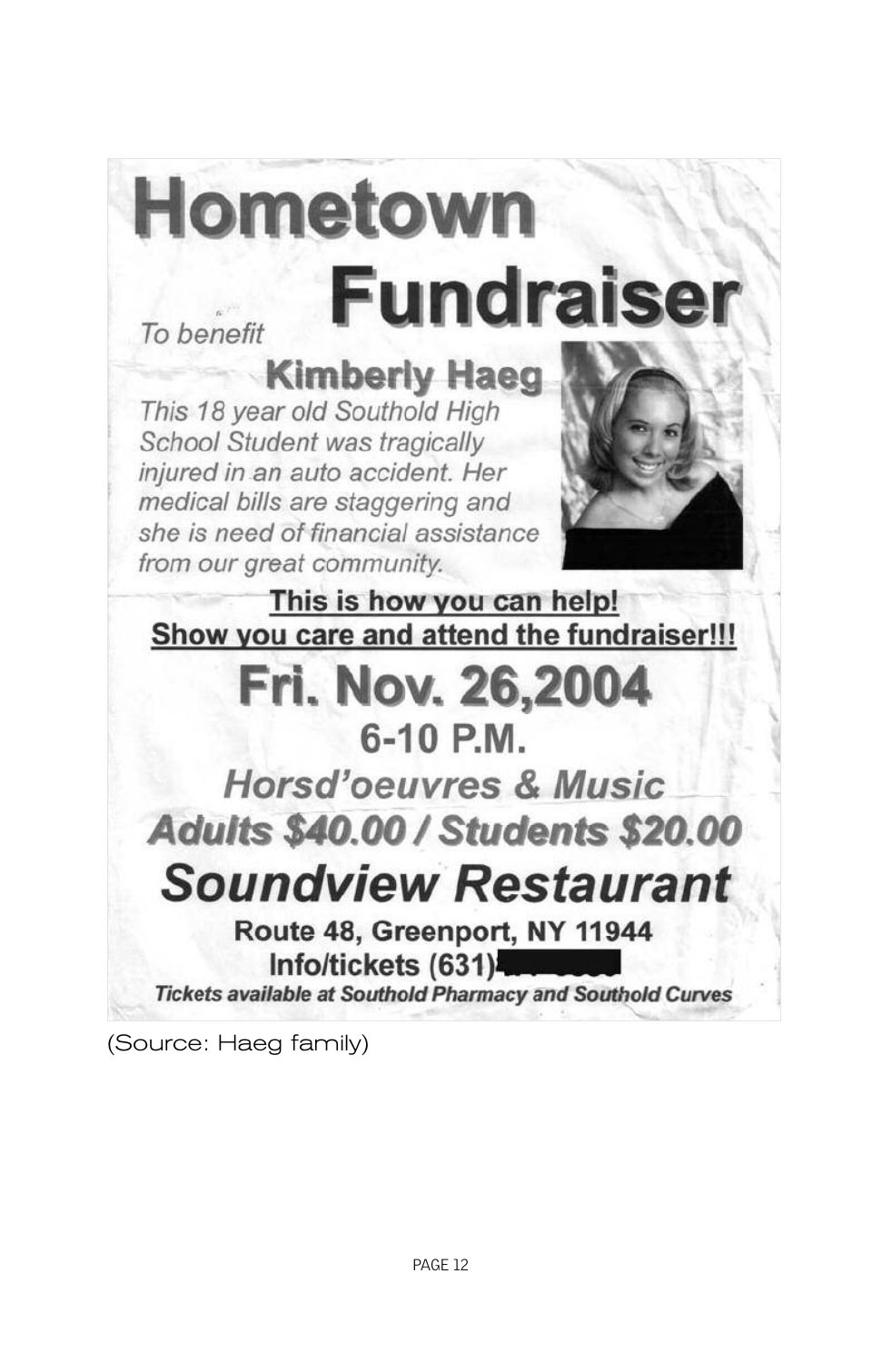# Hometown

# Fundraiser

*To benefit*

## Kimberly Haeg

*This 18 year old Southold High School Student was tragically injured in an auto accident. Her medical bills are staggering and she is need of financial assistance from our great community.*

**This is how you can help!**
**Show you care and attend the fundraiser!!!**

## Fri. Nov. 26,2004

### 6-10 P.M.

***Horsd'oeuvres & Music***

***Adults $40.00 / Students $20.00***

## *Soundview Restaurant*

**Route 48, Greenport, NY 11944**

**Info/tickets (631)**

***Tickets available at Southold Pharmacy and Southold Curves***

(Source: Haeg family)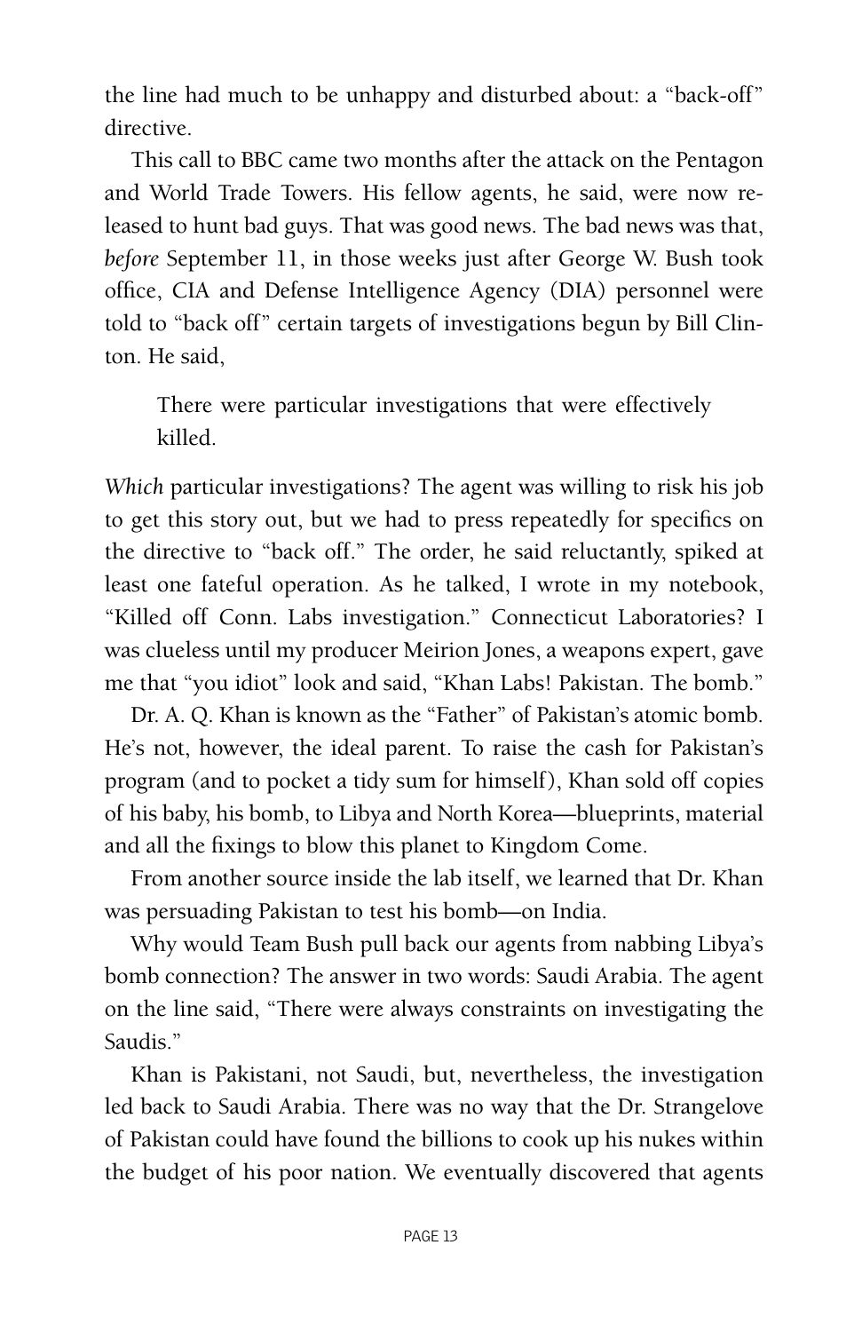the line had much to be unhappy and disturbed about: a "back-off" directive.

This call to BBC came two months after the attack on the Pentagon and World Trade Towers. His fellow agents, he said, were now released to hunt bad guys. That was good news. The bad news was that, *before* September 11, in those weeks just after George W. Bush took office, CIA and Defense Intelligence Agency (DIA) personnel were told to "back off" certain targets of investigations begun by Bill Clinton. He said,

> There were particular investigations that were effectively killed.

*Which* particular investigations? The agent was willing to risk his job to get this story out, but we had to press repeatedly for specifics on the directive to "back off." The order, he said reluctantly, spiked at least one fateful operation. As he talked, I wrote in my notebook, "Killed off Conn. Labs investigation." Connecticut Laboratories? I was clueless until my producer Meirion Jones, a weapons expert, gave me that "you idiot" look and said, "Khan Labs! Pakistan. The bomb."

Dr. A. Q. Khan is known as the "Father" of Pakistan's atomic bomb. He's not, however, the ideal parent. To raise the cash for Pakistan's program (and to pocket a tidy sum for himself), Khan sold off copies of his baby, his bomb, to Libya and North Korea—blueprints, material and all the fixings to blow this planet to Kingdom Come.

From another source inside the lab itself, we learned that Dr. Khan was persuading Pakistan to test his bomb—on India.

Why would Team Bush pull back our agents from nabbing Libya's bomb connection? The answer in two words: Saudi Arabia. The agent on the line said, "There were always constraints on investigating the Saudis."

Khan is Pakistani, not Saudi, but, nevertheless, the investigation led back to Saudi Arabia. There was no way that the Dr. Strangelove of Pakistan could have found the billions to cook up his nukes within the budget of his poor nation. We eventually discovered that agents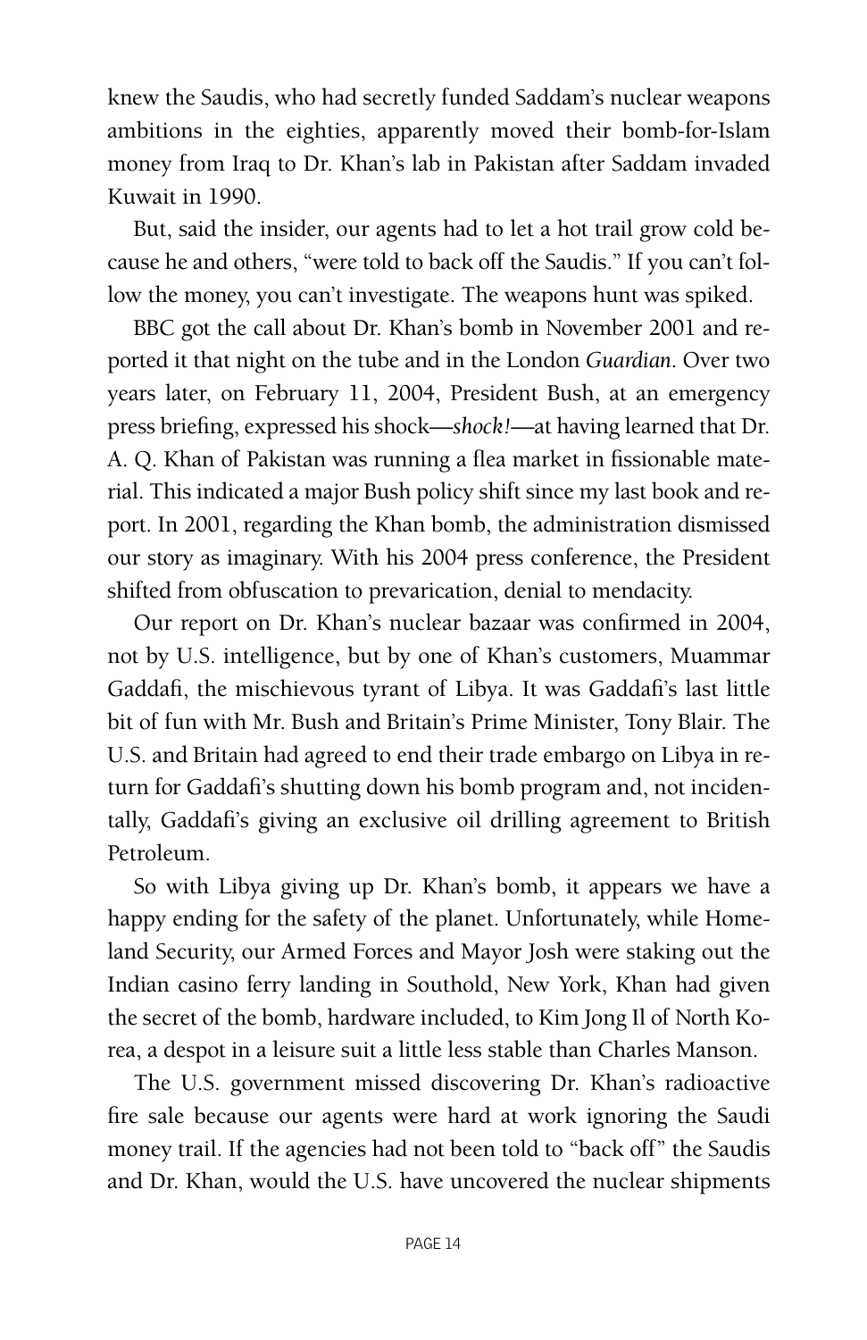knew the Saudis, who had secretly funded Saddam's nuclear weapons ambitions in the eighties, apparently moved their bomb-for-Islam money from Iraq to Dr. Khan's lab in Pakistan after Saddam invaded Kuwait in 1990.

But, said the insider, our agents had to let a hot trail grow cold because he and others, "were told to back off the Saudis." If you can't follow the money, you can't investigate. The weapons hunt was spiked.

BBC got the call about Dr. Khan's bomb in November 2001 and reported it that night on the tube and in the London *Guardian*. Over two years later, on February 11, 2004, President Bush, at an emergency press briefing, expressed his shock—*shock!*—at having learned that Dr. A. Q. Khan of Pakistan was running a flea market in fissionable material. This indicated a major Bush policy shift since my last book and report. In 2001, regarding the Khan bomb, the administration dismissed our story as imaginary. With his 2004 press conference, the President shifted from obfuscation to prevarication, denial to mendacity.

Our report on Dr. Khan's nuclear bazaar was confirmed in 2004, not by U.S. intelligence, but by one of Khan's customers, Muammar Gaddafi, the mischievous tyrant of Libya. It was Gaddafi's last little bit of fun with Mr. Bush and Britain's Prime Minister, Tony Blair. The U.S. and Britain had agreed to end their trade embargo on Libya in return for Gaddafi's shutting down his bomb program and, not incidentally, Gaddafi's giving an exclusive oil drilling agreement to British Petroleum.

So with Libya giving up Dr. Khan's bomb, it appears we have a happy ending for the safety of the planet. Unfortunately, while Homeland Security, our Armed Forces and Mayor Josh were staking out the Indian casino ferry landing in Southold, New York, Khan had given the secret of the bomb, hardware included, to Kim Jong Il of North Korea, a despot in a leisure suit a little less stable than Charles Manson.

The U.S. government missed discovering Dr. Khan's radioactive fire sale because our agents were hard at work ignoring the Saudi money trail. If the agencies had not been told to "back off" the Saudis and Dr. Khan, would the U.S. have uncovered the nuclear shipments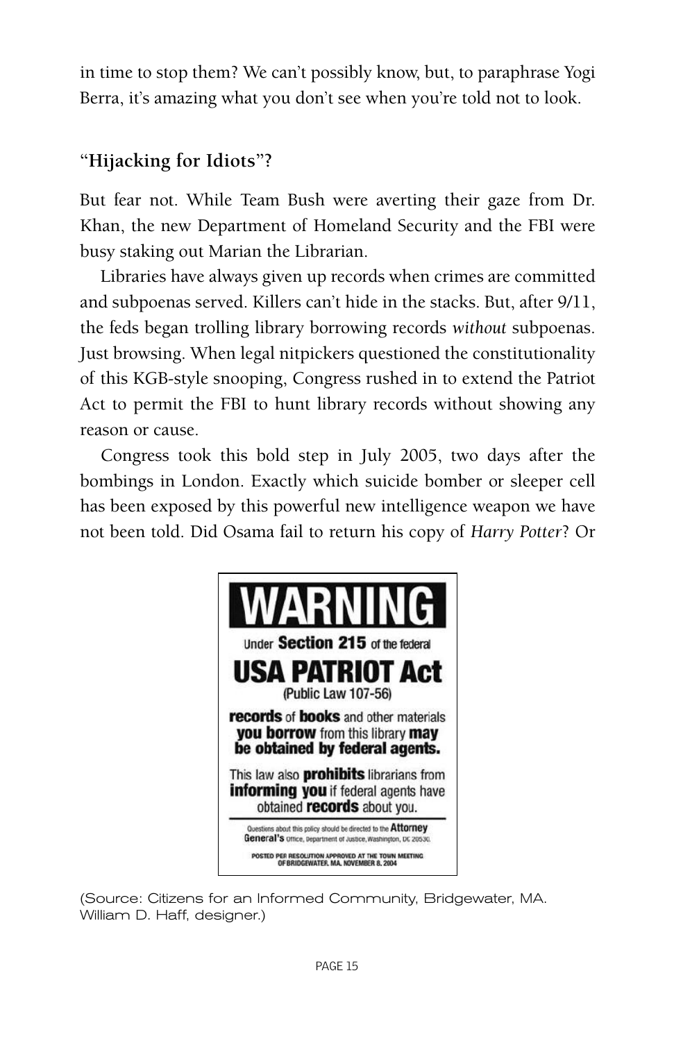in time to stop them? We can't possibly know, but, to paraphrase Yogi Berra, it's amazing what you don't see when you're told not to look.

## "Hijacking for Idiots"?

But fear not. While Team Bush were averting their gaze from Dr. Khan, the new Department of Homeland Security and the FBI were busy staking out Marian the Librarian.

Libraries have always given up records when crimes are committed and subpoenas served. Killers can't hide in the stacks. But, after 9/11, the feds began trolling library borrowing records *without* subpoenas. Just browsing. When legal nitpickers questioned the constitutionality of this KGB-style snooping, Congress rushed in to extend the Patriot Act to permit the FBI to hunt library records without showing any reason or cause.

Congress took this bold step in July 2005, two days after the bombings in London. Exactly which suicide bomber or sleeper cell has been exposed by this powerful new intelligence weapon we have not been told. Did Osama fail to return his copy of *Harry Potter*? Or

**WARNING**

Under **Section 215** of the federal

**USA PATRIOT Act**

(Public Law 107-56)

**records** of **books** and other materials **you borrow** from this library **may be obtained by federal agents.**

This law also **prohibits** librarians from **informing you** if federal agents have obtained **records** about you.

Questions about this policy should be directed to the **Attorney General's** Office, Department of Justice, Washington, DC 20530.

POSTED PER RESOLUTION APPROVED AT THE TOWN MEETING OF BRIDGEWATER, MA. NOVEMBER 8, 2004

(Source: Citizens for an Informed Community, Bridgewater, MA. William D. Haff, designer.)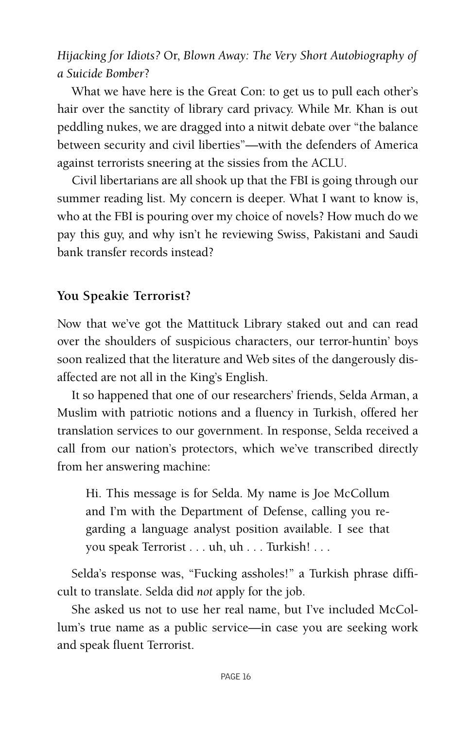*Hijacking for Idiots?* Or, *Blown Away: The Very Short Autobiography of a Suicide Bomber*?

What we have here is the Great Con: to get us to pull each other's hair over the sanctity of library card privacy. While Mr. Khan is out peddling nukes, we are dragged into a nitwit debate over "the balance between security and civil liberties"—with the defenders of America against terrorists sneering at the sissies from the ACLU.

Civil libertarians are all shook up that the FBI is going through our summer reading list. My concern is deeper. What I want to know is, who at the FBI is pouring over my choice of novels? How much do we pay this guy, and why isn't he reviewing Swiss, Pakistani and Saudi bank transfer records instead?

### You Speakie Terrorist?

Now that we've got the Mattituck Library staked out and can read over the shoulders of suspicious characters, our terror-huntin' boys soon realized that the literature and Web sites of the dangerously disaffected are not all in the King's English.

It so happened that one of our researchers' friends, Selda Arman, a Muslim with patriotic notions and a fluency in Turkish, offered her translation services to our government. In response, Selda received a call from our nation's protectors, which we've transcribed directly from her answering machine:

> Hi. This message is for Selda. My name is Joe McCollum and I'm with the Department of Defense, calling you regarding a language analyst position available. I see that you speak Terrorist . . . uh, uh . . . Turkish! . . .

Selda's response was, "Fucking assholes!" a Turkish phrase difficult to translate. Selda did *not* apply for the job.

She asked us not to use her real name, but I've included McCollum's true name as a public service—in case you are seeking work and speak fluent Terrorist.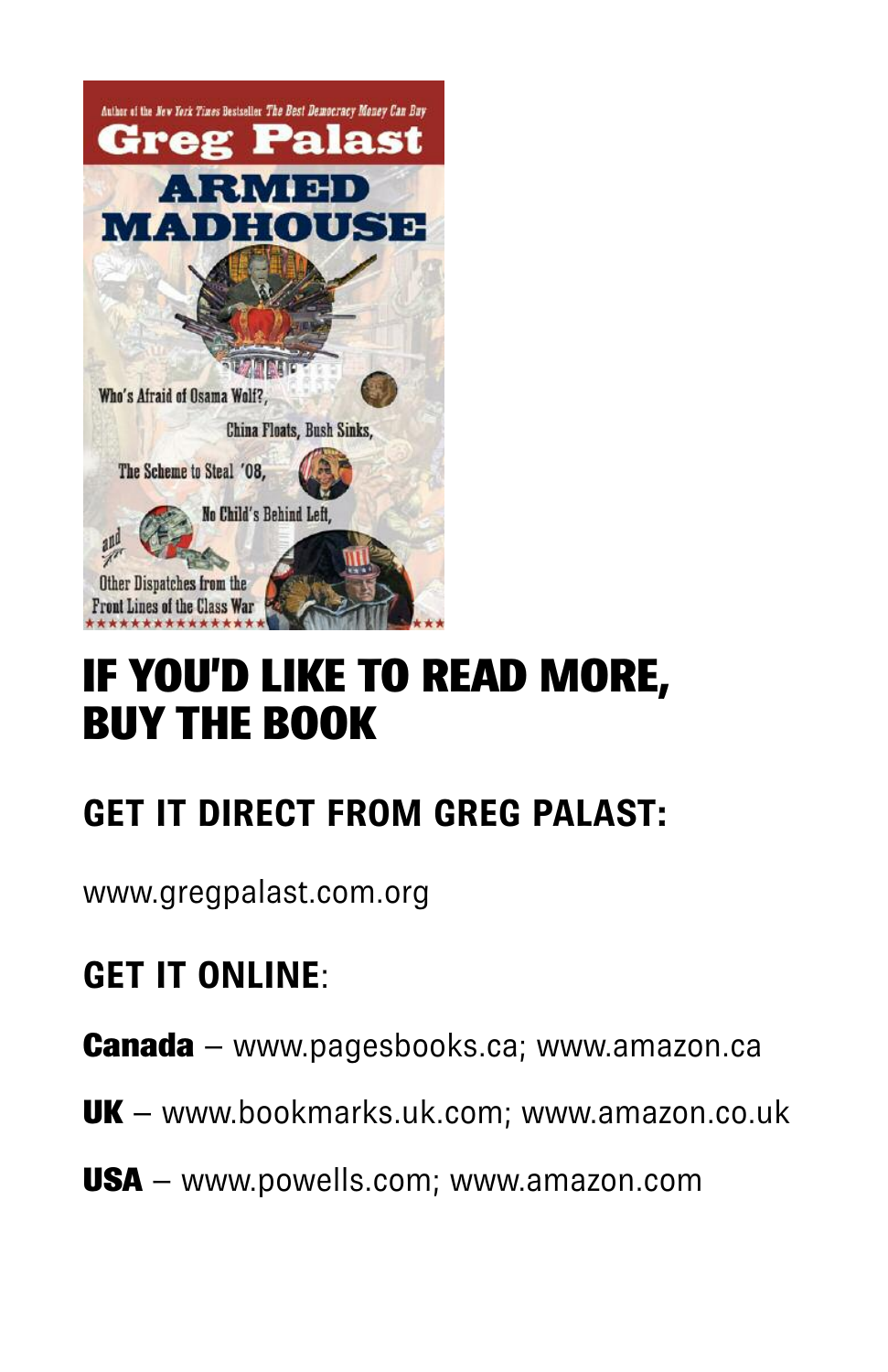# IF YOU'D LIKE TO READ MORE, BUY THE BOOK

## GET IT DIRECT FROM GREG PALAST:

www.gregpalast.com.org

## GET IT ONLINE:

**Canada** – www.pagesbooks.ca; www.amazon.ca

**UK** – www.bookmarks.uk.com; www.amazon.co.uk

**USA** – www.powells.com; www.amazon.com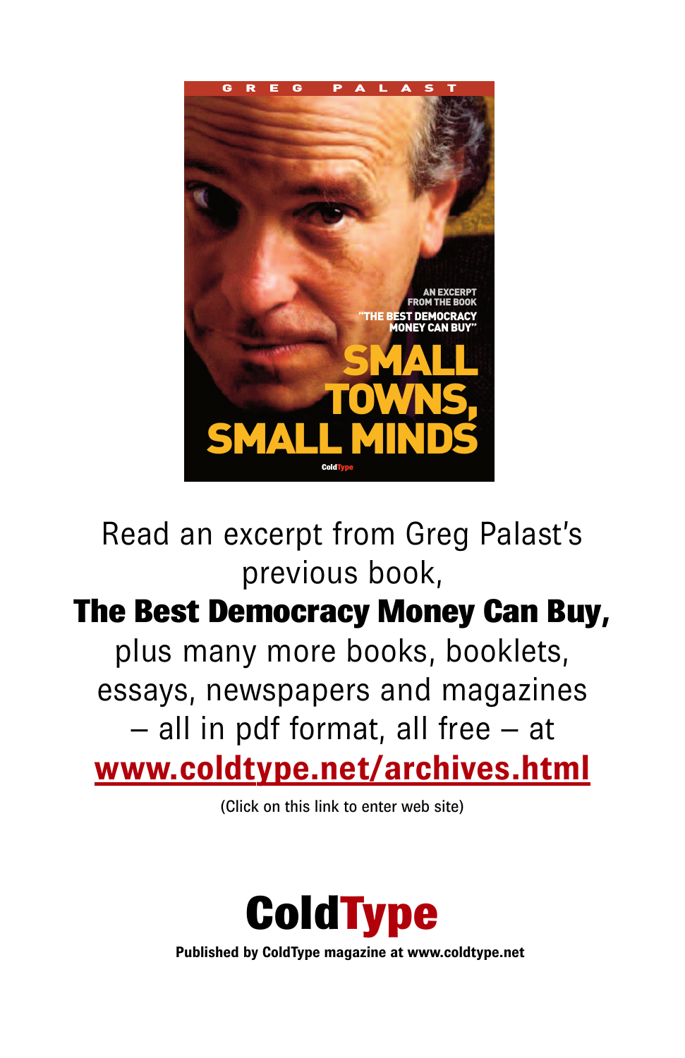Read an excerpt from Greg Palast's previous book,

**The Best Democracy Money Can Buy,**

plus many more books, booklets, essays, newspapers and magazines – all in pdf format, all free – at

**www.coldtype.net/archives.html**

(Click on this link to enter web site)

**ColdType**

**Published by ColdType magazine at www.coldtype.net**